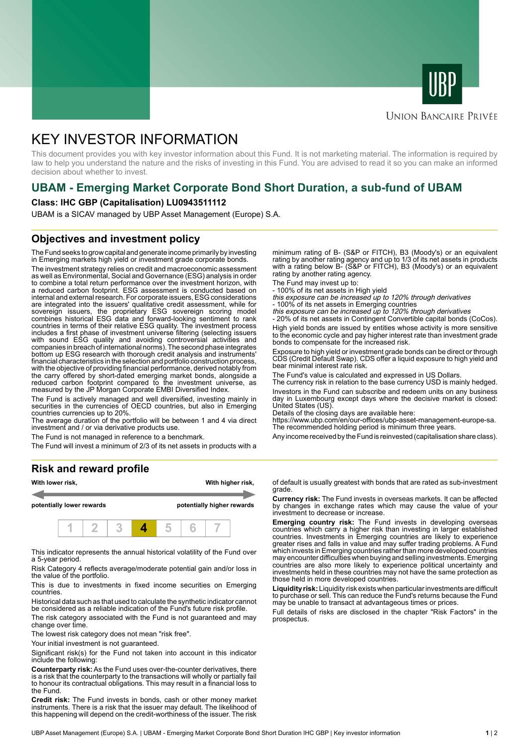UBP

Union Bancaire Privée

# KEY INVESTOR INFORMATION

This document provides you with key investor information about this Fund. It is not marketing material. The information is required by law to help you understand the nature and the risks of investing in this Fund. You are advised to read it so you can make an informed decision about whether to invest.

## UBAM - Emerging Market Corporate Bond Short Duration, a sub-fund of UBAM

**Class: IHC GBP (Capitalisation) LU0943511112**

UBAM is a SICAV managed by UBP Asset Management (Europe) S.A.

## Objectives and investment policy

The Fund seeks to grow capital and generate income primarily by investing in Emerging markets high yield or investment grade corporate bonds.

The investment strategy relies on credit and macroeconomic assessment as well as Environmental, Social and Governance (ESG) analysis in order to combine a total return performance over the investment horizon, with a reduced carbon footprint. ESG assessment is conducted based on internal and external research. For corporate issuers, ESG considerations are integrated into the issuers' qualitative credit assessment, while for sovereign issuers, the proprietary ESG sovereign scoring model combines historical ESG data and forward-looking sentiment to rank countries in terms of their relative ESG quality. The investment process includes a first phase of investment universe filtering (selecting issuers with sound ESG quality and avoiding controversial activities and companies in breach of international norms). The second phase integrates bottom up ESG research with thorough credit analysis and instruments' financial characteristics in the selection and portfolio construction process, with the objective of providing financial performance, derived notably from the carry offered by short-dated emerging market bonds, alongside a reduced carbon footprint compared to the investment universe, as measured by the JP Morgan Corporate EMBI Diversified Index.

The Fund is actively managed and well diversified, investing mainly in securities in the currencies of OECD countries, but also in Emerging countries currencies up to 20%.

The average duration of the portfolio will be between 1 and 4 via direct investment and / or via derivative products use.

The Fund is not managed in reference to a benchmark.

The Fund will invest a minimum of 2/3 of its net assets in products with a minimum rating of B- (S&P or FITCH), B3 (Moody's) or an equivalent rating by another rating agency and up to 1/3 of its net assets in products with a rating below B- (S&P or FITCH), B3 (Moody's) or an equivalent rating by another rating agency.

The Fund may invest up to:

- 100% of its net assets in High yield
  *this exposure can be increased up to 120% through derivatives*
- 100% of its net assets in Emerging countries
  *this exposure can be increased up to 120% through derivatives*
- 20% of its net assets in Contingent Convertible capital bonds (CoCos).

High yield bonds are issued by entities whose activity is more sensitive to the economic cycle and pay higher interest rate than investment grade bonds to compensate for the increased risk.

Exposure to high yield or investment grade bonds can be direct or through CDS (Credit Default Swap). CDS offer a liquid exposure to high yield and bear minimal interest rate risk.

The Fund's value is calculated and expressed in US Dollars.

The currency risk in relation to the base currency USD is mainly hedged.

Investors in the Fund can subscribe and redeem units on any business day in Luxembourg except days where the decisive market is closed: United States (US).

Details of the closing days are available here:
https://www.ubp.com/en/our-offices/ubp-asset-management-europe-sa.

The recommended holding period is minimum three years.

Any income received by the Fund is reinvested (capitalisation share class).

## Risk and reward profile

**With lower risk,** — **With higher risk,**

**potentially lower rewards** — **potentially higher rewards**

| 1 | 2 | 3 | **4** | 5 | 6 | 7 |
|---|---|---|---|---|---|---|

This indicator represents the annual historical volatility of the Fund over a 5-year period.

Risk Category 4 reflects average/moderate potential gain and/or loss in the value of the portfolio.

This is due to investments in fixed income securities on Emerging countries.

Historical data such as that used to calculate the synthetic indicator cannot be considered as a reliable indication of the Fund's future risk profile.

The risk category associated with the Fund is not guaranteed and may change over time.

The lowest risk category does not mean "risk free".

Your initial investment is not guaranteed.

Significant risk(s) for the Fund not taken into account in this indicator include the following:

**Counterparty risk:** As the Fund uses over-the-counter derivatives, there is a risk that the counterparty to the transactions will wholly or partially fail to honour its contractual obligations. This may result in a financial loss to the Fund.

**Credit risk:** The Fund invests in bonds, cash or other money market instruments. There is a risk that the issuer may default. The likelihood of this happening will depend on the credit-worthiness of the issuer. The risk of default is usually greatest with bonds that are rated as sub-investment grade.

**Currency risk:** The Fund invests in overseas markets. It can be affected by changes in exchange rates which may cause the value of your investment to decrease or increase.

**Emerging country risk:** The Fund invests in developing overseas countries which carry a higher risk than investing in larger established countries. Investments in Emerging countries are likely to experience greater rises and falls in value and may suffer trading problems. A Fund which invests in Emerging countries rather than more developed countries may encounter difficulties when buying and selling investments. Emerging countries are also more likely to experience political uncertainty and investments held in these countries may not have the same protection as those held in more developed countries.

**Liquidity risk:** Liquidity risk exists when particular investments are difficult to purchase or sell. This can reduce the Fund's returns because the Fund may be unable to transact at advantageous times or prices.

Full details of risks are disclosed in the chapter "Risk Factors" in the prospectus.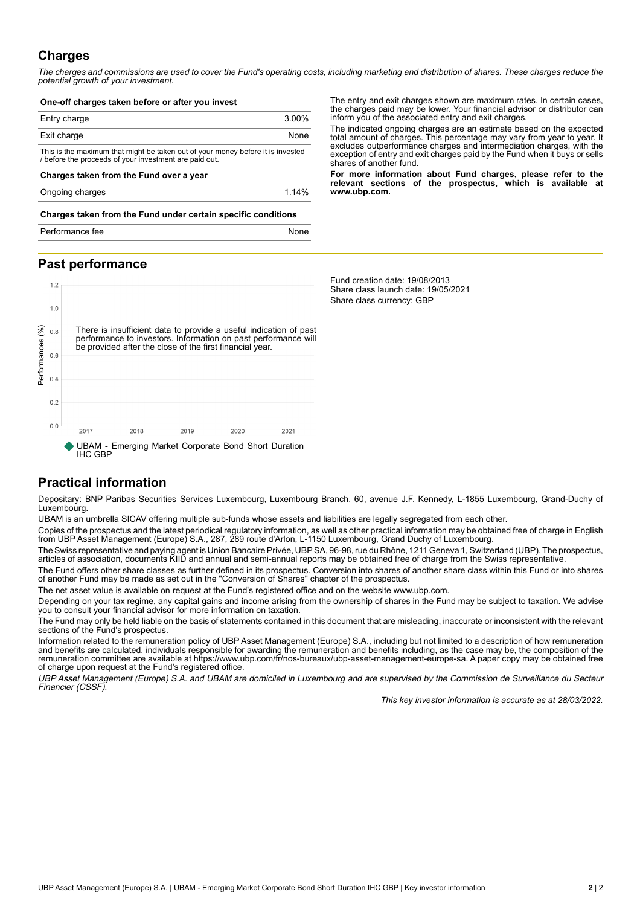## Charges

*The charges and commissions are used to cover the Fund's operating costs, including marketing and distribution of shares. These charges reduce the potential growth of your investment.*

| **One-off charges taken before or after you invest** | |
|---|---|
| Entry charge | 3.00% |
| Exit charge | None |

This is the maximum that might be taken out of your money before it is invested / before the proceeds of your investment are paid out.

| **Charges taken from the Fund over a year** | |
|---|---|
| Ongoing charges | 1.14% |

| **Charges taken from the Fund under certain specific conditions** | |
|---|---|
| Performance fee | None |

The entry and exit charges shown are maximum rates. In certain cases, the charges paid may be lower. Your financial advisor or distributor can inform you of the associated entry and exit charges.

The indicated ongoing charges are an estimate based on the expected total amount of charges. This percentage may vary from year to year. It excludes outperformance charges and intermediation charges, with the exception of entry and exit charges paid by the Fund when it buys or sells shares of another fund.

**For more information about Fund charges, please refer to the relevant sections of the prospectus, which is available at www.ubp.com.**

## Past performance

Performances (%)

1.2
1.0
0.8
0.6
0.4
0.2
0.0

2017 2018 2019 2020 2021

There is insufficient data to provide a useful indication of past performance to investors. Information on past performance will be provided after the close of the first financial year.

UBAM - Emerging Market Corporate Bond Short Duration IHC GBP

Fund creation date: 19/08/2013
Share class launch date: 19/05/2021
Share class currency: GBP

## Practical information

Depositary: BNP Paribas Securities Services Luxembourg, Luxembourg Branch, 60, avenue J.F. Kennedy, L-1855 Luxembourg, Grand-Duchy of Luxembourg.

UBAM is an umbrella SICAV offering multiple sub-funds whose assets and liabilities are legally segregated from each other.

Copies of the prospectus and the latest periodical regulatory information, as well as other practical information may be obtained free of charge in English from UBP Asset Management (Europe) S.A., 287, 289 route d'Arlon, L-1150 Luxembourg, Grand Duchy of Luxembourg.

The Swiss representative and paying agent is Union Bancaire Privée, UBP SA, 96-98, rue du Rhône, 1211 Geneva 1, Switzerland (UBP). The prospectus, articles of association, documents KIID and annual and semi-annual reports may be obtained free of charge from the Swiss representative.

The Fund offers other share classes as further defined in its prospectus. Conversion into shares of another share class within this Fund or into shares of another Fund may be made as set out in the "Conversion of Shares" chapter of the prospectus.

The net asset value is available on request at the Fund's registered office and on the website www.ubp.com.

Depending on your tax regime, any capital gains and income arising from the ownership of shares in the Fund may be subject to taxation. We advise you to consult your financial advisor for more information on taxation.

The Fund may only be held liable on the basis of statements contained in this document that are misleading, inaccurate or inconsistent with the relevant sections of the Fund's prospectus.

Information related to the remuneration policy of UBP Asset Management (Europe) S.A., including but not limited to a description of how remuneration and benefits are calculated, individuals responsible for awarding the remuneration and benefits including, as the case may be, the composition of the remuneration committee are available at https://www.ubp.com/fr/nos-bureaux/ubp-asset-management-europe-sa. A paper copy may be obtained free of charge upon request at the Fund's registered office.

*UBP Asset Management (Europe) S.A. and UBAM are domiciled in Luxembourg and are supervised by the Commission de Surveillance du Secteur Financier (CSSF).*

*This key investor information is accurate as at 28/03/2022.*